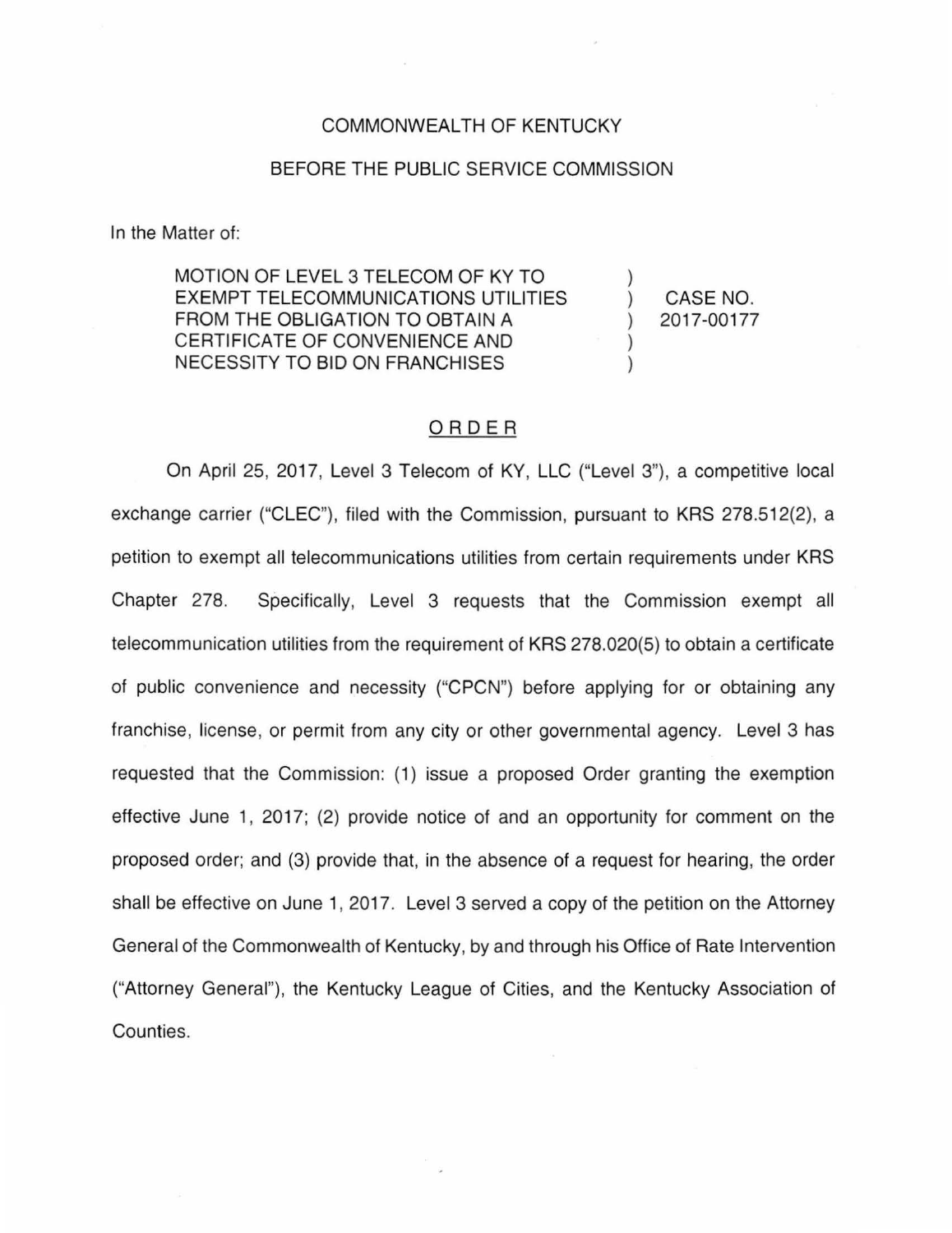COMMONWEALTH OF KENTUCKY

BEFORE THE PUBLIC SERVICE COMMISSION

In the Matter of:

| | | |
|---|---|---|
| MOTION OF LEVEL 3 TELECOM OF KY TO EXEMPT TELECOMMUNICATIONS UTILITIES FROM THE OBLIGATION TO OBTAIN A CERTIFICATE OF CONVENIENCE AND NECESSITY TO BID ON FRANCHISES | ) ) ) ) ) | CASE NO. 2017-00177 |

# ORDER

On April 25, 2017, Level 3 Telecom of KY, LLC ("Level 3"), a competitive local exchange carrier ("CLEC"), filed with the Commission, pursuant to KRS 278.512(2), a petition to exempt all telecommunications utilities from certain requirements under KRS Chapter 278. Specifically, Level 3 requests that the Commission exempt all telecommunication utilities from the requirement of KRS 278.020(5) to obtain a certificate of public convenience and necessity ("CPCN") before applying for or obtaining any franchise, license, or permit from any city or other governmental agency. Level 3 has requested that the Commission: (1) issue a proposed Order granting the exemption effective June 1, 2017; (2) provide notice of and an opportunity for comment on the proposed order; and (3) provide that, in the absence of a request for hearing, the order shall be effective on June 1, 2017. Level 3 served a copy of the petition on the Attorney General of the Commonwealth of Kentucky, by and through his Office of Rate Intervention ("Attorney General"), the Kentucky League of Cities, and the Kentucky Association of Counties.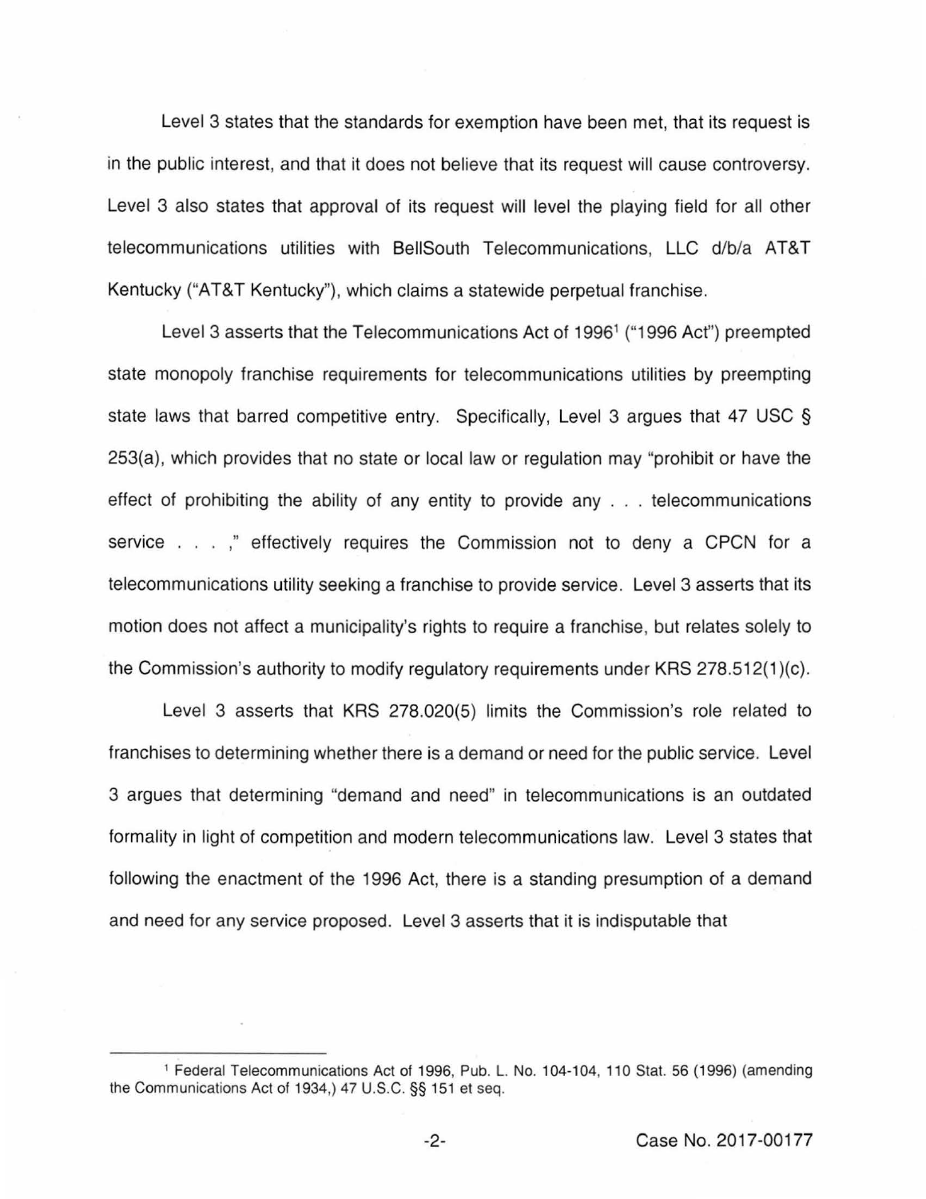Level 3 states that the standards for exemption have been met, that its request is in the public interest, and that it does not believe that its request will cause controversy. Level 3 also states that approval of its request will level the playing field for all other telecommunications utilities with BellSouth Telecommunications, LLC d/b/a AT&T Kentucky ("AT&T Kentucky"), which claims a statewide perpetual franchise.

Level 3 asserts that the Telecommunications Act of 1996[1] ("1996 Act") preempted state monopoly franchise requirements for telecommunications utilities by preempting state laws that barred competitive entry. Specifically, Level 3 argues that 47 USC § 253(a), which provides that no state or local law or regulation may "prohibit or have the effect of prohibiting the ability of any entity to provide any . . . telecommunications service . . . ," effectively requires the Commission not to deny a CPCN for a telecommunications utility seeking a franchise to provide service. Level 3 asserts that its motion does not affect a municipality's rights to require a franchise, but relates solely to the Commission's authority to modify regulatory requirements under KRS 278.512(1)(c).

Level 3 asserts that KRS 278.020(5) limits the Commission's role related to franchises to determining whether there is a demand or need for the public service. Level 3 argues that determining "demand and need" in telecommunications is an outdated formality in light of competition and modern telecommunications law. Level 3 states that following the enactment of the 1996 Act, there is a standing presumption of a demand and need for any service proposed. Level 3 asserts that it is indisputable that

[1] Federal Telecommunications Act of 1996, Pub. L. No. 104-104, 110 Stat. 56 (1996) (amending the Communications Act of 1934,) 47 U.S.C. §§ 151 et seq.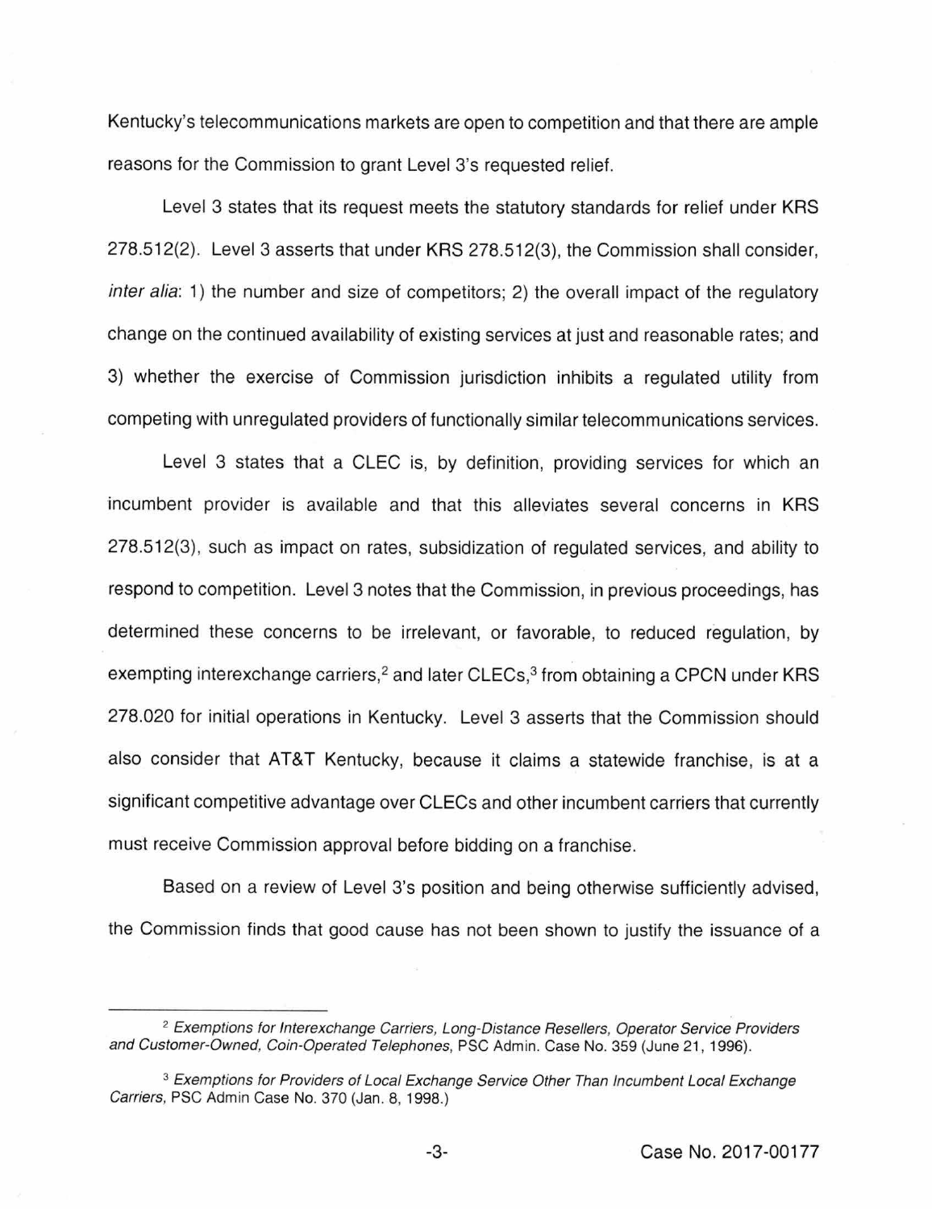Kentucky's telecommunications markets are open to competition and that there are ample reasons for the Commission to grant Level 3's requested relief.

Level 3 states that its request meets the statutory standards for relief under KRS 278.512(2). Level 3 asserts that under KRS 278.512(3), the Commission shall consider, *inter alia*: 1) the number and size of competitors; 2) the overall impact of the regulatory change on the continued availability of existing services at just and reasonable rates; and 3) whether the exercise of Commission jurisdiction inhibits a regulated utility from competing with unregulated providers of functionally similar telecommunications services.

Level 3 states that a CLEC is, by definition, providing services for which an incumbent provider is available and that this alleviates several concerns in KRS 278.512(3), such as impact on rates, subsidization of regulated services, and ability to respond to competition. Level 3 notes that the Commission, in previous proceedings, has determined these concerns to be irrelevant, or favorable, to reduced regulation, by exempting interexchange carriers,[2] and later CLECs,[3] from obtaining a CPCN under KRS 278.020 for initial operations in Kentucky. Level 3 asserts that the Commission should also consider that AT&T Kentucky, because it claims a statewide franchise, is at a significant competitive advantage over CLECs and other incumbent carriers that currently must receive Commission approval before bidding on a franchise.

Based on a review of Level 3's position and being otherwise sufficiently advised, the Commission finds that good cause has not been shown to justify the issuance of a

---

[2] *Exemptions for Interexchange Carriers, Long-Distance Resellers, Operator Service Providers and Customer-Owned, Coin-Operated Telephones*, PSC Admin. Case No. 359 (June 21, 1996).

[3] *Exemptions for Providers of Local Exchange Service Other Than Incumbent Local Exchange Carriers*, PSC Admin Case No. 370 (Jan. 8, 1998.)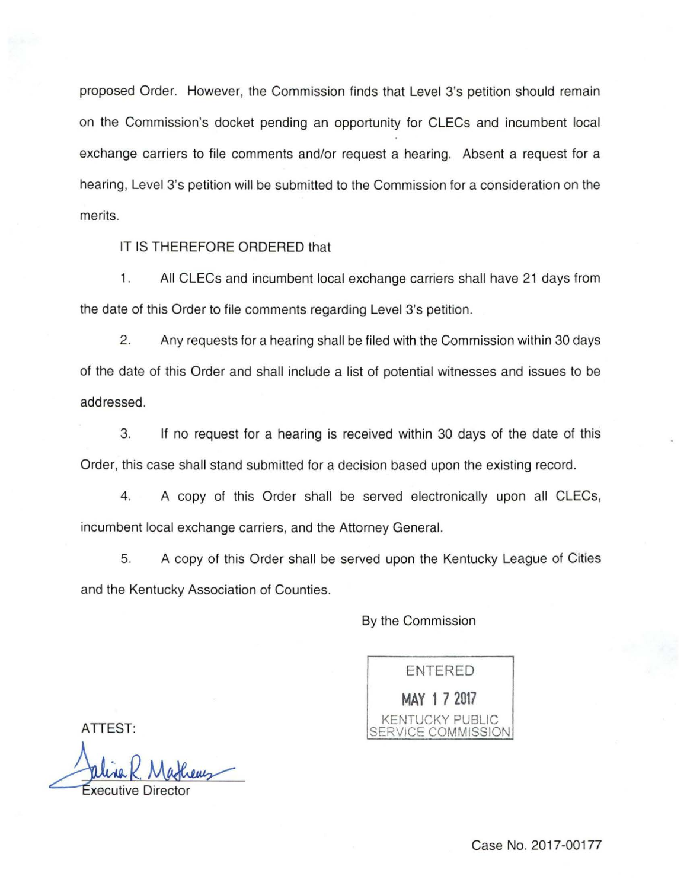proposed Order. However, the Commission finds that Level 3's petition should remain on the Commission's docket pending an opportunity for CLECs and incumbent local exchange carriers to file comments and/or request a hearing. Absent a request for a hearing, Level 3's petition will be submitted to the Commission for a consideration on the merits.

IT IS THEREFORE ORDERED that

1. All CLECs and incumbent local exchange carriers shall have 21 days from the date of this Order to file comments regarding Level 3's petition.

2. Any requests for a hearing shall be filed with the Commission within 30 days of the date of this Order and shall include a list of potential witnesses and issues to be addressed.

3. If no request for a hearing is received within 30 days of the date of this Order, this case shall stand submitted for a decision based upon the existing record.

4. A copy of this Order shall be served electronically upon all CLECs, incumbent local exchange carriers, and the Attorney General.

5. A copy of this Order shall be served upon the Kentucky League of Cities and the Kentucky Association of Counties.

By the Commission

ENTERED
MAY 17 2017
KENTUCKY PUBLIC SERVICE COMMISSION

ATTEST:

Executive Director

Case No. 2017-00177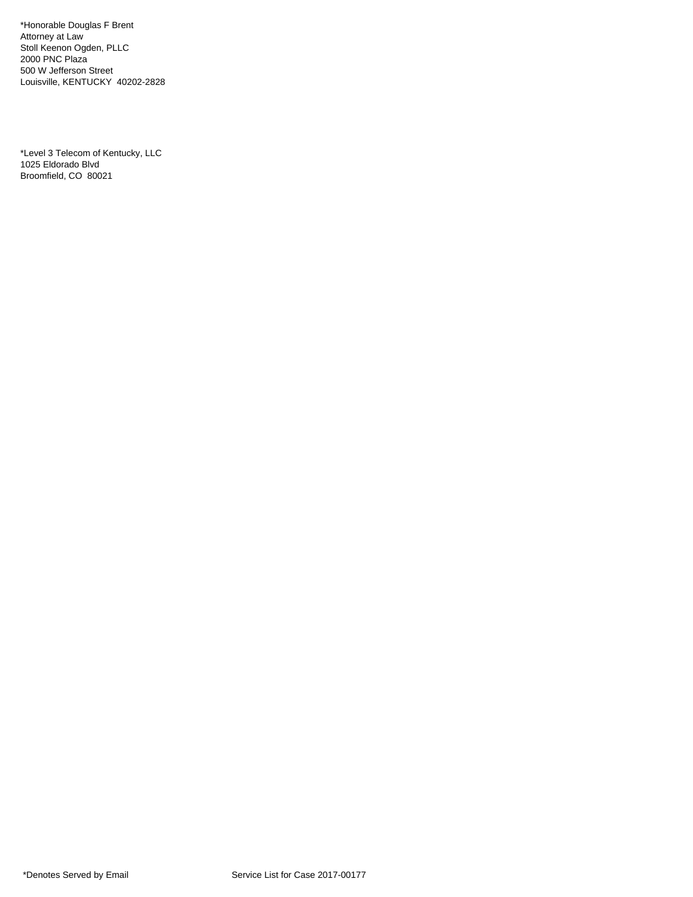*Honorable Douglas F Brent
Attorney at Law
Stoll Keenon Ogden, PLLC
2000 PNC Plaza
500 W Jefferson Street
Louisville, KENTUCKY 40202-2828

*Level 3 Telecom of Kentucky, LLC
1025 Eldorado Blvd
Broomfield, CO 80021

*Denotes Served by Email

Service List for Case 2017-00177